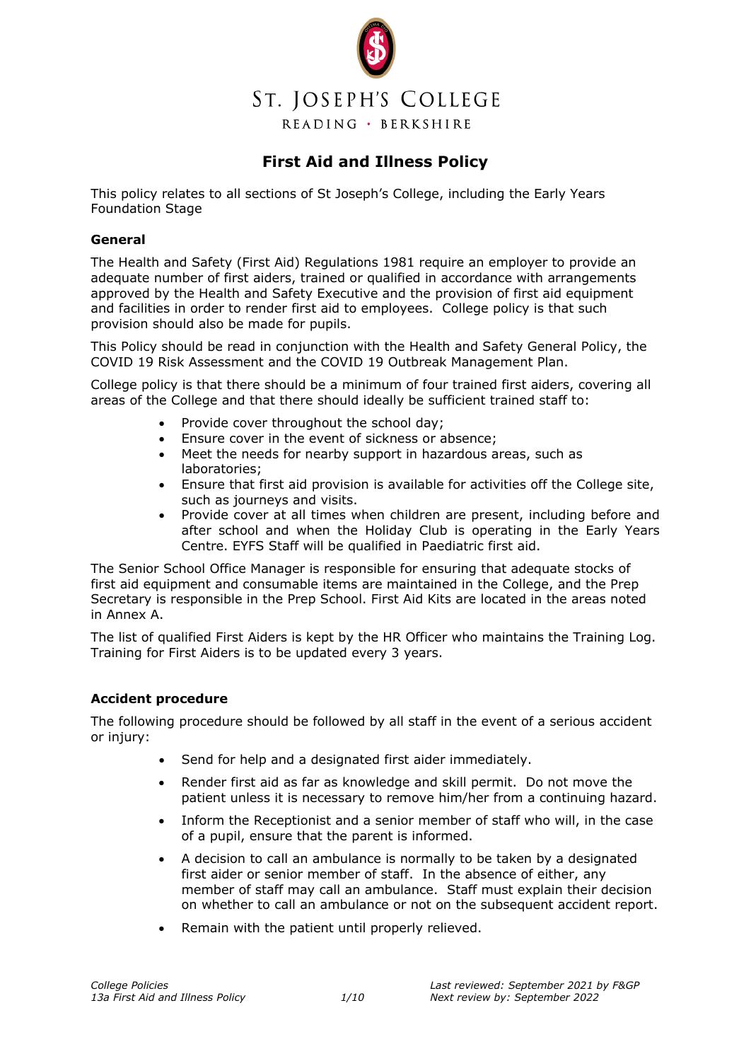ST. JOSEPH'S COLLEGE

READING · BERKSHIRE

# First Aid and Illness Policy

This policy relates to all sections of St Joseph's College, including the Early Years Foundation Stage

## General

The Health and Safety (First Aid) Regulations 1981 require an employer to provide an adequate number of first aiders, trained or qualified in accordance with arrangements approved by the Health and Safety Executive and the provision of first aid equipment and facilities in order to render first aid to employees. College policy is that such provision should also be made for pupils.

This Policy should be read in conjunction with the Health and Safety General Policy, the COVID 19 Risk Assessment and the COVID 19 Outbreak Management Plan.

College policy is that there should be a minimum of four trained first aiders, covering all areas of the College and that there should ideally be sufficient trained staff to:

- Provide cover throughout the school day;
- Ensure cover in the event of sickness or absence;
- Meet the needs for nearby support in hazardous areas, such as laboratories;
- Ensure that first aid provision is available for activities off the College site, such as journeys and visits.
- Provide cover at all times when children are present, including before and after school and when the Holiday Club is operating in the Early Years Centre. EYFS Staff will be qualified in Paediatric first aid.

The Senior School Office Manager is responsible for ensuring that adequate stocks of first aid equipment and consumable items are maintained in the College, and the Prep Secretary is responsible in the Prep School. First Aid Kits are located in the areas noted in Annex A.

The list of qualified First Aiders is kept by the HR Officer who maintains the Training Log. Training for First Aiders is to be updated every 3 years.

## Accident procedure

The following procedure should be followed by all staff in the event of a serious accident or injury:

- Send for help and a designated first aider immediately.
- Render first aid as far as knowledge and skill permit. Do not move the patient unless it is necessary to remove him/her from a continuing hazard.
- Inform the Receptionist and a senior member of staff who will, in the case of a pupil, ensure that the parent is informed.
- A decision to call an ambulance is normally to be taken by a designated first aider or senior member of staff. In the absence of either, any member of staff may call an ambulance. Staff must explain their decision on whether to call an ambulance or not on the subsequent accident report.
- Remain with the patient until properly relieved.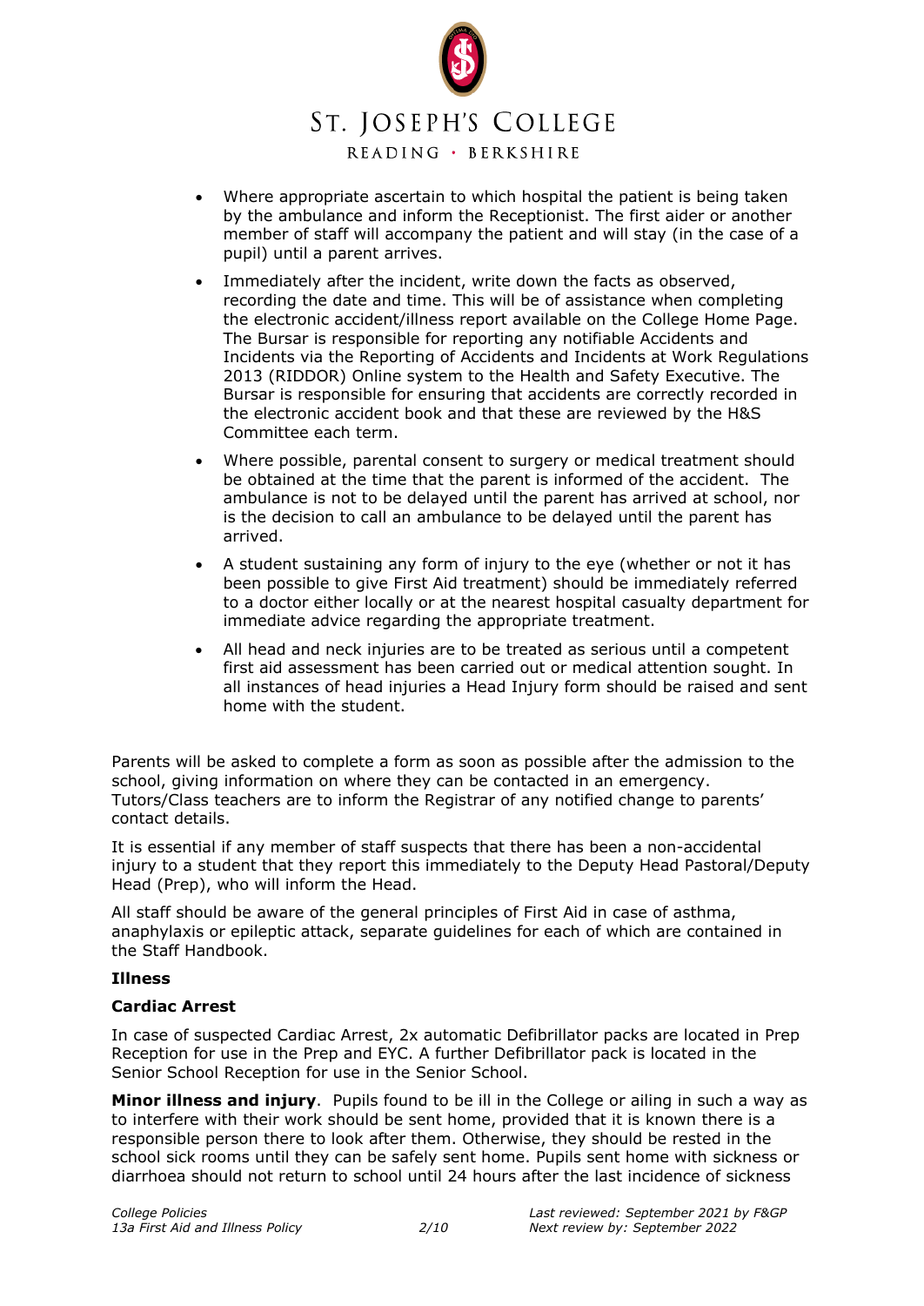- Where appropriate ascertain to which hospital the patient is being taken by the ambulance and inform the Receptionist. The first aider or another member of staff will accompany the patient and will stay (in the case of a pupil) until a parent arrives.
- Immediately after the incident, write down the facts as observed, recording the date and time. This will be of assistance when completing the electronic accident/illness report available on the College Home Page. The Bursar is responsible for reporting any notifiable Accidents and Incidents via the Reporting of Accidents and Incidents at Work Regulations 2013 (RIDDOR) Online system to the Health and Safety Executive. The Bursar is responsible for ensuring that accidents are correctly recorded in the electronic accident book and that these are reviewed by the H&S Committee each term.
- Where possible, parental consent to surgery or medical treatment should be obtained at the time that the parent is informed of the accident. The ambulance is not to be delayed until the parent has arrived at school, nor is the decision to call an ambulance to be delayed until the parent has arrived.
- A student sustaining any form of injury to the eye (whether or not it has been possible to give First Aid treatment) should be immediately referred to a doctor either locally or at the nearest hospital casualty department for immediate advice regarding the appropriate treatment.
- All head and neck injuries are to be treated as serious until a competent first aid assessment has been carried out or medical attention sought. In all instances of head injuries a Head Injury form should be raised and sent home with the student.

Parents will be asked to complete a form as soon as possible after the admission to the school, giving information on where they can be contacted in an emergency. Tutors/Class teachers are to inform the Registrar of any notified change to parents' contact details.

It is essential if any member of staff suspects that there has been a non-accidental injury to a student that they report this immediately to the Deputy Head Pastoral/Deputy Head (Prep), who will inform the Head.

All staff should be aware of the general principles of First Aid in case of asthma, anaphylaxis or epileptic attack, separate guidelines for each of which are contained in the Staff Handbook.

**Illness**

**Cardiac Arrest**

In case of suspected Cardiac Arrest, 2x automatic Defibrillator packs are located in Prep Reception for use in the Prep and EYC. A further Defibrillator pack is located in the Senior School Reception for use in the Senior School.

**Minor illness and injury**. Pupils found to be ill in the College or ailing in such a way as to interfere with their work should be sent home, provided that it is known there is a responsible person there to look after them. Otherwise, they should be rested in the school sick rooms until they can be safely sent home. Pupils sent home with sickness or diarrhoea should not return to school until 24 hours after the last incidence of sickness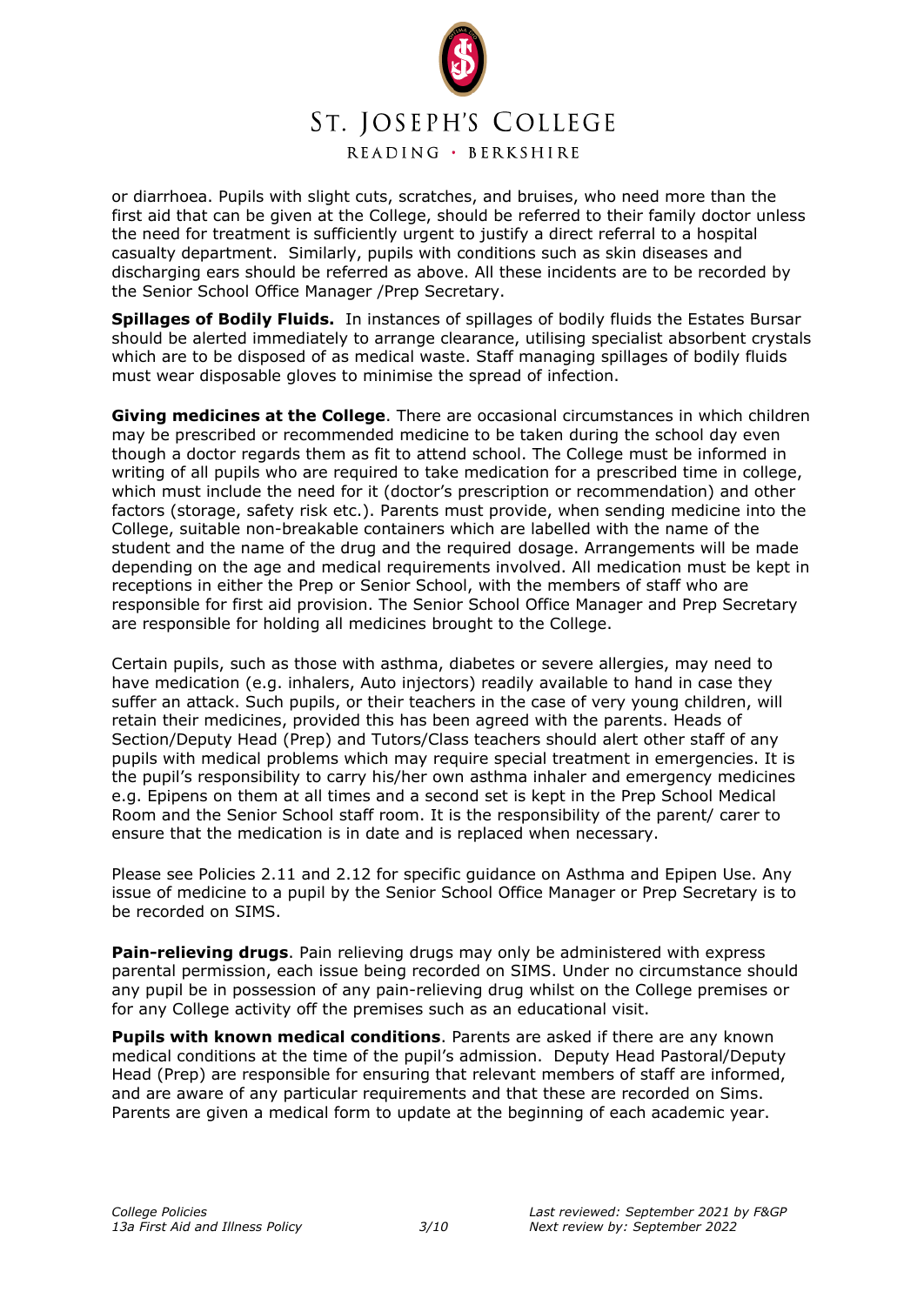or diarrhoea. Pupils with slight cuts, scratches, and bruises, who need more than the first aid that can be given at the College, should be referred to their family doctor unless the need for treatment is sufficiently urgent to justify a direct referral to a hospital casualty department. Similarly, pupils with conditions such as skin diseases and discharging ears should be referred as above. All these incidents are to be recorded by the Senior School Office Manager /Prep Secretary.

**Spillages of Bodily Fluids.** In instances of spillages of bodily fluids the Estates Bursar should be alerted immediately to arrange clearance, utilising specialist absorbent crystals which are to be disposed of as medical waste. Staff managing spillages of bodily fluids must wear disposable gloves to minimise the spread of infection.

**Giving medicines at the College**. There are occasional circumstances in which children may be prescribed or recommended medicine to be taken during the school day even though a doctor regards them as fit to attend school. The College must be informed in writing of all pupils who are required to take medication for a prescribed time in college, which must include the need for it (doctor's prescription or recommendation) and other factors (storage, safety risk etc.). Parents must provide, when sending medicine into the College, suitable non-breakable containers which are labelled with the name of the student and the name of the drug and the required dosage. Arrangements will be made depending on the age and medical requirements involved. All medication must be kept in receptions in either the Prep or Senior School, with the members of staff who are responsible for first aid provision. The Senior School Office Manager and Prep Secretary are responsible for holding all medicines brought to the College.

Certain pupils, such as those with asthma, diabetes or severe allergies, may need to have medication (e.g. inhalers, Auto injectors) readily available to hand in case they suffer an attack. Such pupils, or their teachers in the case of very young children, will retain their medicines, provided this has been agreed with the parents. Heads of Section/Deputy Head (Prep) and Tutors/Class teachers should alert other staff of any pupils with medical problems which may require special treatment in emergencies. It is the pupil's responsibility to carry his/her own asthma inhaler and emergency medicines e.g. Epipens on them at all times and a second set is kept in the Prep School Medical Room and the Senior School staff room. It is the responsibility of the parent/ carer to ensure that the medication is in date and is replaced when necessary.

Please see Policies 2.11 and 2.12 for specific guidance on Asthma and Epipen Use. Any issue of medicine to a pupil by the Senior School Office Manager or Prep Secretary is to be recorded on SIMS.

**Pain-relieving drugs**. Pain relieving drugs may only be administered with express parental permission, each issue being recorded on SIMS. Under no circumstance should any pupil be in possession of any pain-relieving drug whilst on the College premises or for any College activity off the premises such as an educational visit.

**Pupils with known medical conditions**. Parents are asked if there are any known medical conditions at the time of the pupil's admission. Deputy Head Pastoral/Deputy Head (Prep) are responsible for ensuring that relevant members of staff are informed, and are aware of any particular requirements and that these are recorded on Sims. Parents are given a medical form to update at the beginning of each academic year.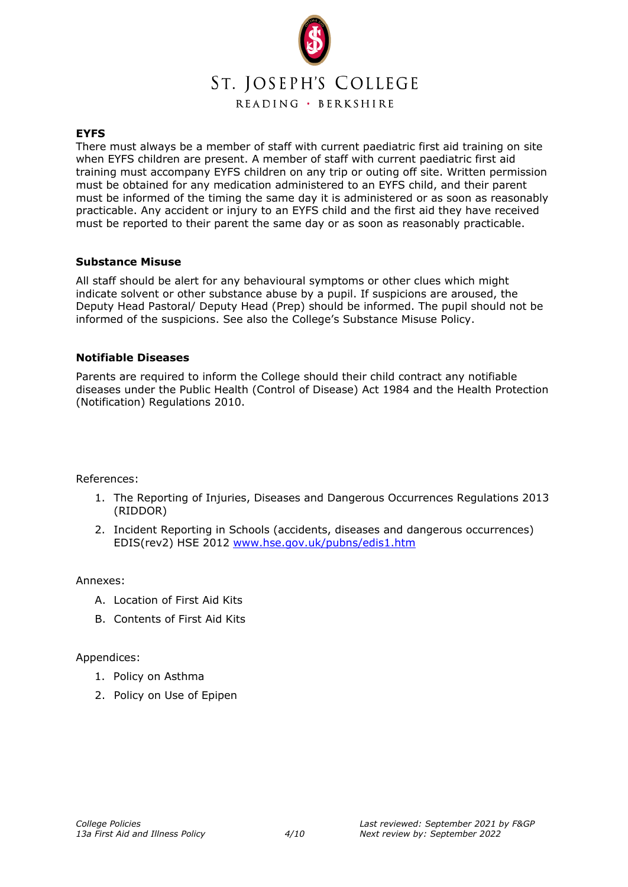### EYFS

There must always be a member of staff with current paediatric first aid training on site when EYFS children are present. A member of staff with current paediatric first aid training must accompany EYFS children on any trip or outing off site. Written permission must be obtained for any medication administered to an EYFS child, and their parent must be informed of the timing the same day it is administered or as soon as reasonably practicable. Any accident or injury to an EYFS child and the first aid they have received must be reported to their parent the same day or as soon as reasonably practicable.

### Substance Misuse

All staff should be alert for any behavioural symptoms or other clues which might indicate solvent or other substance abuse by a pupil. If suspicions are aroused, the Deputy Head Pastoral/ Deputy Head (Prep) should be informed. The pupil should not be informed of the suspicions. See also the College's Substance Misuse Policy.

### Notifiable Diseases

Parents are required to inform the College should their child contract any notifiable diseases under the Public Health (Control of Disease) Act 1984 and the Health Protection (Notification) Regulations 2010.

References:

1. The Reporting of Injuries, Diseases and Dangerous Occurrences Regulations 2013 (RIDDOR)
2. Incident Reporting in Schools (accidents, diseases and dangerous occurrences) EDIS(rev2) HSE 2012 [www.hse.gov.uk/pubns/edis1.htm](http://www.hse.gov.uk/pubns/edis1.htm)

Annexes:

A. Location of First Aid Kits
B. Contents of First Aid Kits

Appendices:

1. Policy on Asthma
2. Policy on Use of Epipen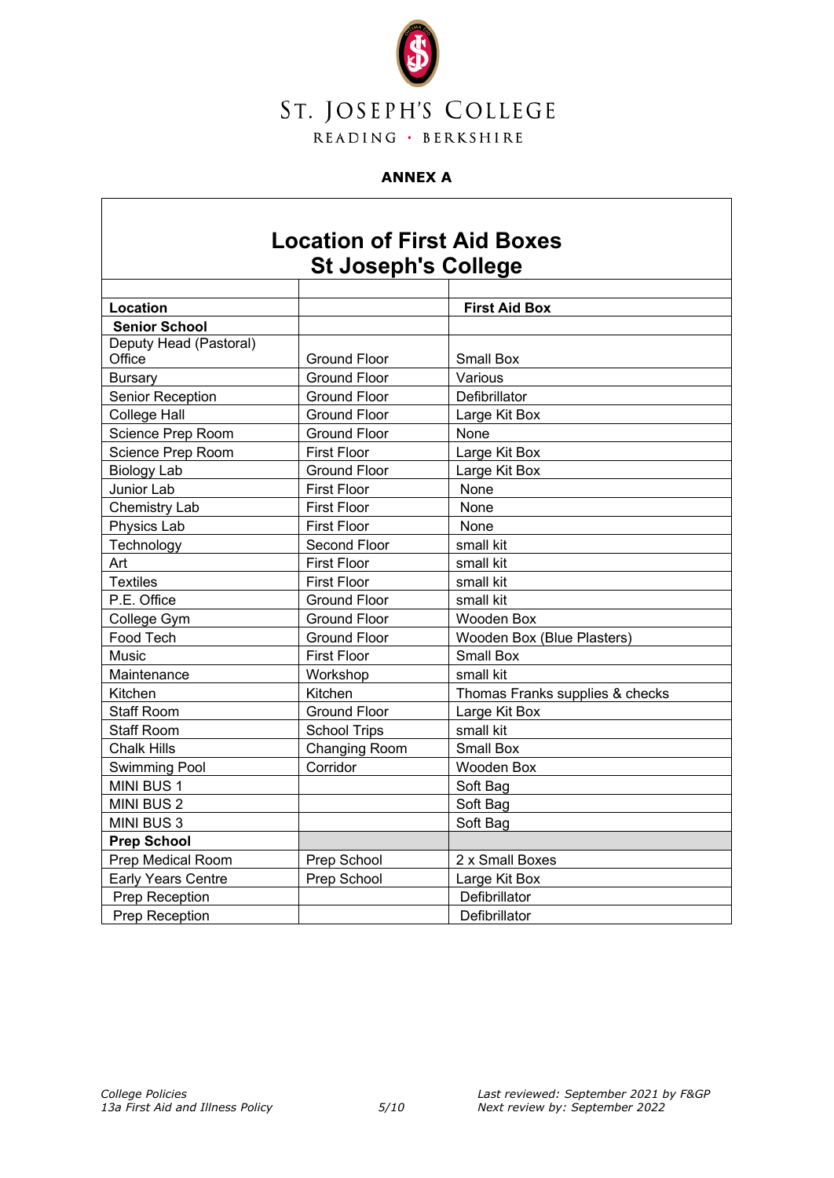ST. JOSEPH'S COLLEGE

READING · BERKSHIRE

**ANNEX A**

## Location of First Aid Boxes
## St Joseph's College

| **Location** | | **First Aid Box** |
|---|---|---|
| **Senior School** | | |
| Deputy Head (Pastoral) Office | Ground Floor | Small Box |
| Bursary | Ground Floor | Various |
| Senior Reception | Ground Floor | Defibrillator |
| College Hall | Ground Floor | Large Kit Box |
| Science Prep Room | Ground Floor | None |
| Science Prep Room | First Floor | Large Kit Box |
| Biology Lab | Ground Floor | Large Kit Box |
| Junior Lab | First Floor | None |
| Chemistry Lab | First Floor | None |
| Physics Lab | First Floor | None |
| Technology | Second Floor | small kit |
| Art | First Floor | small kit |
| Textiles | First Floor | small kit |
| P.E. Office | Ground Floor | small kit |
| College Gym | Ground Floor | Wooden Box |
| Food Tech | Ground Floor | Wooden Box (Blue Plasters) |
| Music | First Floor | Small Box |
| Maintenance | Workshop | small kit |
| Kitchen | Kitchen | Thomas Franks supplies & checks |
| Staff Room | Ground Floor | Large Kit Box |
| Staff Room | School Trips | small kit |
| Chalk Hills | Changing Room | Small Box |
| Swimming Pool | Corridor | Wooden Box |
| MINI BUS 1 | | Soft Bag |
| MINI BUS 2 | | Soft Bag |
| MINI BUS 3 | | Soft Bag |
| **Prep School** | | |
| Prep Medical Room | Prep School | 2 x Small Boxes |
| Early Years Centre | Prep School | Large Kit Box |
| Prep Reception | | Defibrillator |
| Prep Reception | | Defibrillator |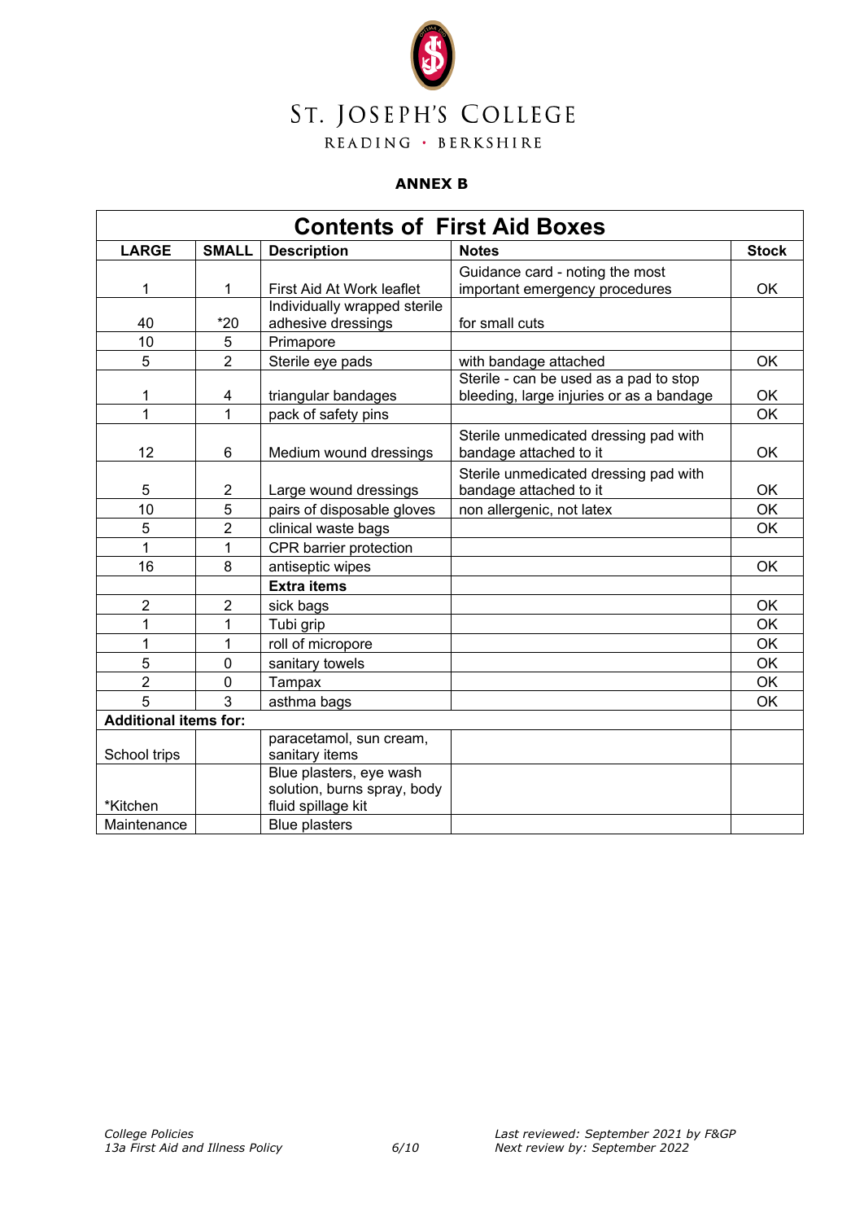# ST. JOSEPH'S COLLEGE

READING · BERKSHIRE

**ANNEX B**

| Contents of First Aid Boxes | | | | |
|---|---|---|---|---|
| **LARGE** | **SMALL** | **Description** | **Notes** | **Stock** |
| 1 | 1 | First Aid At Work leaflet | Guidance card - noting the most important emergency procedures | OK |
| 40 | *20 | Individually wrapped sterile adhesive dressings | for small cuts | |
| 10 | 5 | Primapore | | |
| 5 | 2 | Sterile eye pads | with bandage attached | OK |
| 1 | 4 | triangular bandages | Sterile - can be used as a pad to stop bleeding, large injuries or as a bandage | OK |
| 1 | 1 | pack of safety pins | | OK |
| 12 | 6 | Medium wound dressings | Sterile unmedicated dressing pad with bandage attached to it | OK |
| 5 | 2 | Large wound dressings | Sterile unmedicated dressing pad with bandage attached to it | OK |
| 10 | 5 | pairs of disposable gloves | non allergenic, not latex | OK |
| 5 | 2 | clinical waste bags | | OK |
| 1 | 1 | CPR barrier protection | | |
| 16 | 8 | antiseptic wipes | | OK |
| | | **Extra items** | | |
| 2 | 2 | sick bags | | OK |
| 1 | 1 | Tubi grip | | OK |
| 1 | 1 | roll of micropore | | OK |
| 5 | 0 | sanitary towels | | OK |
| 2 | 0 | Tampax | | OK |
| 5 | 3 | asthma bags | | OK |
| **Additional items for:** | | | | |
| School trips | | paracetamol, sun cream, sanitary items | | |
| *Kitchen | | Blue plasters, eye wash solution, burns spray, body fluid spillage kit | | |
| Maintenance | | Blue plasters | | |

*College Policies*
*13a First Aid and Illness Policy*

*Last reviewed: September 2021 by F&GP*
*Next review by: September 2022*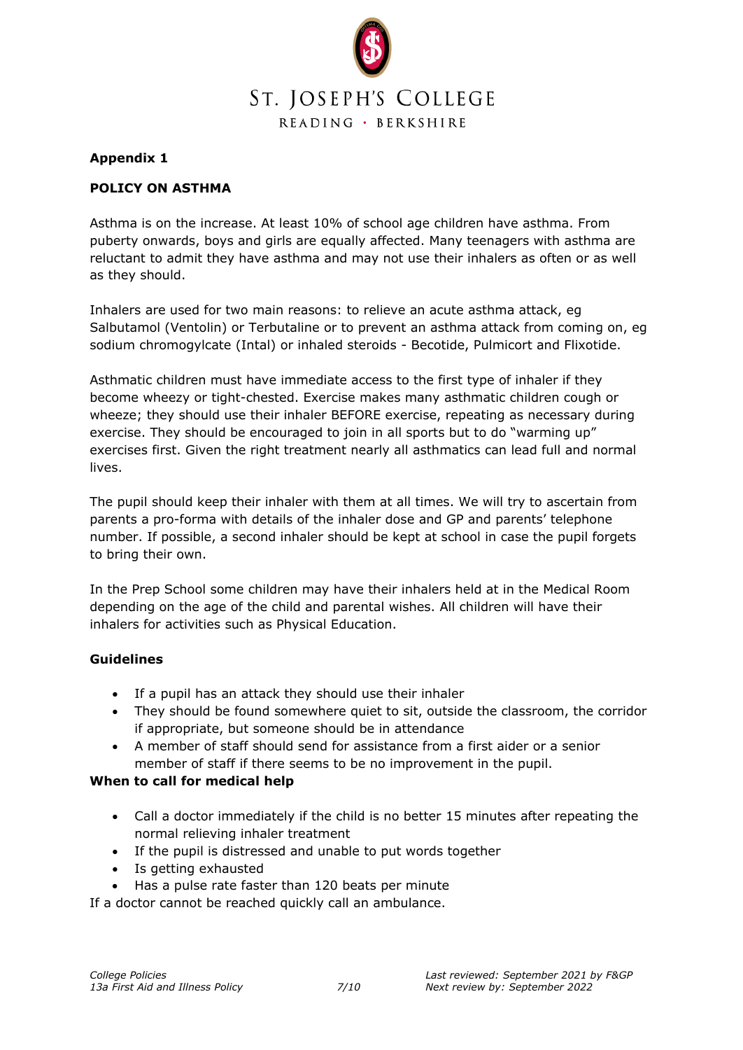**Appendix 1**

**POLICY ON ASTHMA**

Asthma is on the increase. At least 10% of school age children have asthma. From puberty onwards, boys and girls are equally affected. Many teenagers with asthma are reluctant to admit they have asthma and may not use their inhalers as often or as well as they should.

Inhalers are used for two main reasons: to relieve an acute asthma attack, eg Salbutamol (Ventolin) or Terbutaline or to prevent an asthma attack from coming on, eg sodium chromogylcate (Intal) or inhaled steroids - Becotide, Pulmicort and Flixotide.

Asthmatic children must have immediate access to the first type of inhaler if they become wheezy or tight-chested. Exercise makes many asthmatic children cough or wheeze; they should use their inhaler BEFORE exercise, repeating as necessary during exercise. They should be encouraged to join in all sports but to do "warming up" exercises first. Given the right treatment nearly all asthmatics can lead full and normal lives.

The pupil should keep their inhaler with them at all times. We will try to ascertain from parents a pro-forma with details of the inhaler dose and GP and parents' telephone number. If possible, a second inhaler should be kept at school in case the pupil forgets to bring their own.

In the Prep School some children may have their inhalers held at in the Medical Room depending on the age of the child and parental wishes. All children will have their inhalers for activities such as Physical Education.

**Guidelines**

- If a pupil has an attack they should use their inhaler
- They should be found somewhere quiet to sit, outside the classroom, the corridor if appropriate, but someone should be in attendance
- A member of staff should send for assistance from a first aider or a senior member of staff if there seems to be no improvement in the pupil.

**When to call for medical help**

- Call a doctor immediately if the child is no better 15 minutes after repeating the normal relieving inhaler treatment
- If the pupil is distressed and unable to put words together
- Is getting exhausted
- Has a pulse rate faster than 120 beats per minute

If a doctor cannot be reached quickly call an ambulance.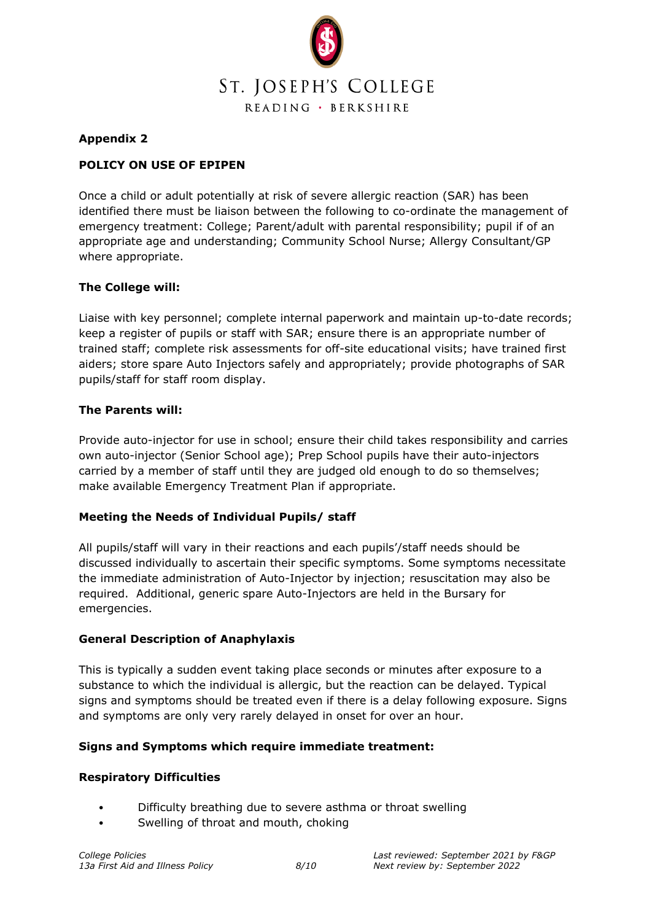## Appendix 2

### POLICY ON USE OF EPIPEN

Once a child or adult potentially at risk of severe allergic reaction (SAR) has been identified there must be liaison between the following to co-ordinate the management of emergency treatment: College; Parent/adult with parental responsibility; pupil if of an appropriate age and understanding; Community School Nurse; Allergy Consultant/GP where appropriate.

**The College will:**

Liaise with key personnel; complete internal paperwork and maintain up-to-date records; keep a register of pupils or staff with SAR; ensure there is an appropriate number of trained staff; complete risk assessments for off-site educational visits; have trained first aiders; store spare Auto Injectors safely and appropriately; provide photographs of SAR pupils/staff for staff room display.

**The Parents will:**

Provide auto-injector for use in school; ensure their child takes responsibility and carries own auto-injector (Senior School age); Prep School pupils have their auto-injectors carried by a member of staff until they are judged old enough to do so themselves; make available Emergency Treatment Plan if appropriate.

**Meeting the Needs of Individual Pupils/ staff**

All pupils/staff will vary in their reactions and each pupils'/staff needs should be discussed individually to ascertain their specific symptoms. Some symptoms necessitate the immediate administration of Auto-Injector by injection; resuscitation may also be required. Additional, generic spare Auto-Injectors are held in the Bursary for emergencies.

**General Description of Anaphylaxis**

This is typically a sudden event taking place seconds or minutes after exposure to a substance to which the individual is allergic, but the reaction can be delayed. Typical signs and symptoms should be treated even if there is a delay following exposure. Signs and symptoms are only very rarely delayed in onset for over an hour.

**Signs and Symptoms which require immediate treatment:**

**Respiratory Difficulties**

- Difficulty breathing due to severe asthma or throat swelling
- Swelling of throat and mouth, choking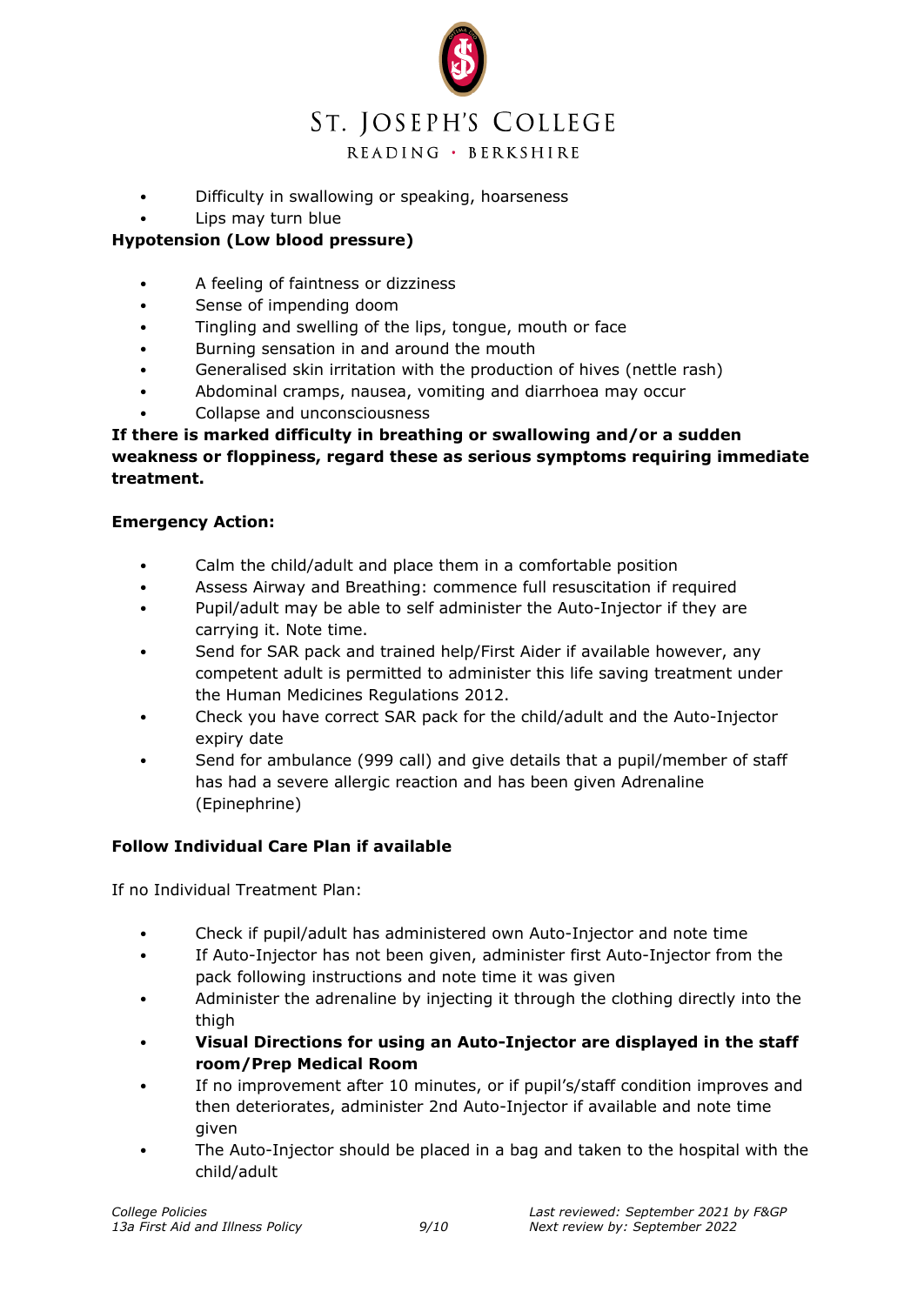- Difficulty in swallowing or speaking, hoarseness
- Lips may turn blue

**Hypotension (Low blood pressure)**

- A feeling of faintness or dizziness
- Sense of impending doom
- Tingling and swelling of the lips, tongue, mouth or face
- Burning sensation in and around the mouth
- Generalised skin irritation with the production of hives (nettle rash)
- Abdominal cramps, nausea, vomiting and diarrhoea may occur
- Collapse and unconsciousness

**If there is marked difficulty in breathing or swallowing and/or a sudden weakness or floppiness, regard these as serious symptoms requiring immediate treatment.**

**Emergency Action:**

- Calm the child/adult and place them in a comfortable position
- Assess Airway and Breathing: commence full resuscitation if required
- Pupil/adult may be able to self administer the Auto-Injector if they are carrying it. Note time.
- Send for SAR pack and trained help/First Aider if available however, any competent adult is permitted to administer this life saving treatment under the Human Medicines Regulations 2012.
- Check you have correct SAR pack for the child/adult and the Auto-Injector expiry date
- Send for ambulance (999 call) and give details that a pupil/member of staff has had a severe allergic reaction and has been given Adrenaline (Epinephrine)

**Follow Individual Care Plan if available**

If no Individual Treatment Plan:

- Check if pupil/adult has administered own Auto-Injector and note time
- If Auto-Injector has not been given, administer first Auto-Injector from the pack following instructions and note time it was given
- Administer the adrenaline by injecting it through the clothing directly into the thigh
- **Visual Directions for using an Auto-Injector are displayed in the staff room/Prep Medical Room**
- If no improvement after 10 minutes, or if pupil's/staff condition improves and then deteriorates, administer 2nd Auto-Injector if available and note time given
- The Auto-Injector should be placed in a bag and taken to the hospital with the child/adult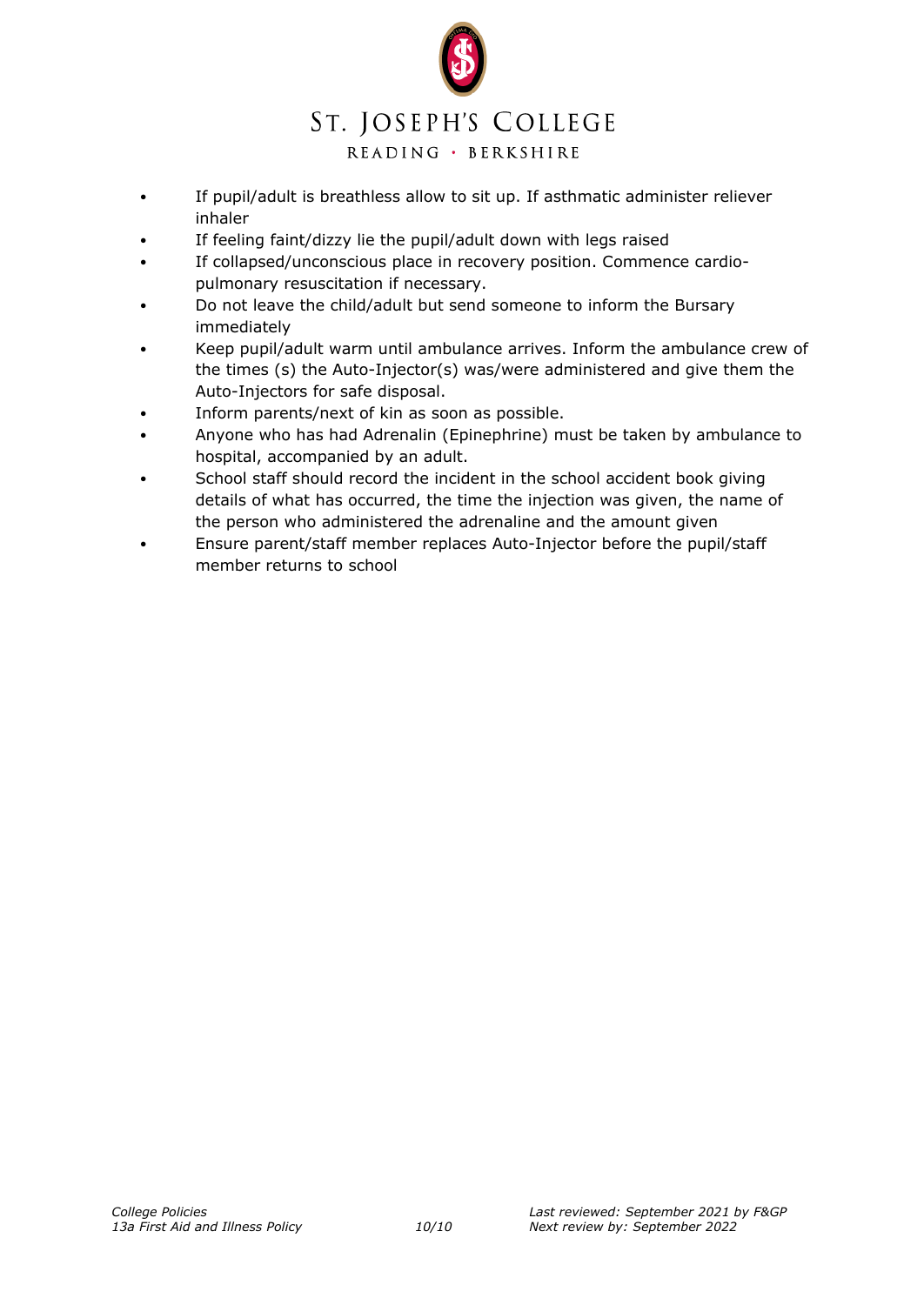- If pupil/adult is breathless allow to sit up. If asthmatic administer reliever inhaler
- If feeling faint/dizzy lie the pupil/adult down with legs raised
- If collapsed/unconscious place in recovery position. Commence cardio-pulmonary resuscitation if necessary.
- Do not leave the child/adult but send someone to inform the Bursary immediately
- Keep pupil/adult warm until ambulance arrives. Inform the ambulance crew of the times (s) the Auto-Injector(s) was/were administered and give them the Auto-Injectors for safe disposal.
- Inform parents/next of kin as soon as possible.
- Anyone who has had Adrenalin (Epinephrine) must be taken by ambulance to hospital, accompanied by an adult.
- School staff should record the incident in the school accident book giving details of what has occurred, the time the injection was given, the name of the person who administered the adrenaline and the amount given
- Ensure parent/staff member replaces Auto-Injector before the pupil/staff member returns to school